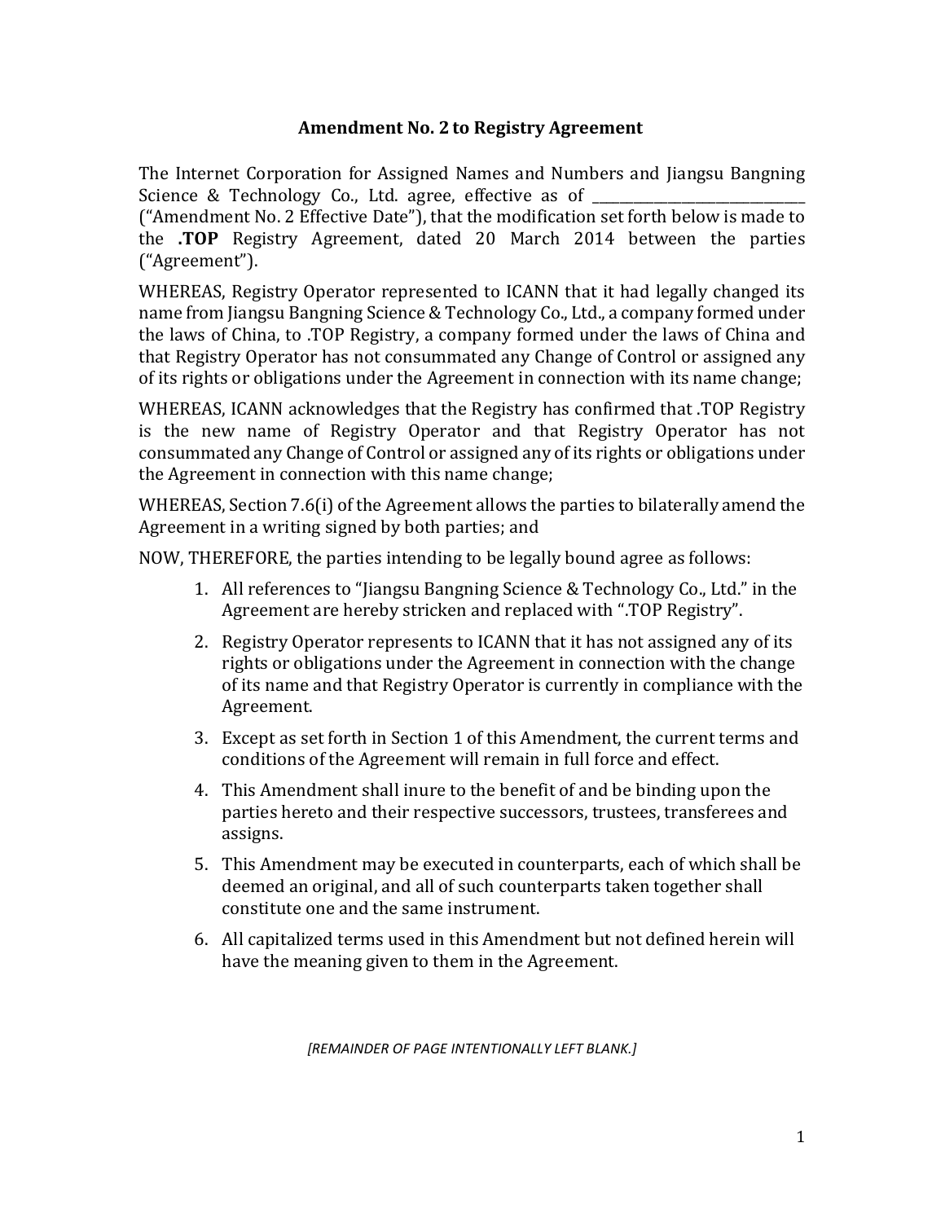# Amendment No. 2 to Registry Agreement

The Internet Corporation for Assigned Names and Numbers and Jiangsu Bangning Science & Technology Co., Ltd. agree, effective as of ______________________________ ("Amendment No. 2 Effective Date"), that the modification set forth below is made to the **.TOP** Registry Agreement, dated 20 March 2014 between the parties ("Agreement").

WHEREAS, Registry Operator represented to ICANN that it had legally changed its name from Jiangsu Bangning Science & Technology Co., Ltd., a company formed under the laws of China, to .TOP Registry, a company formed under the laws of China and that Registry Operator has not consummated any Change of Control or assigned any of its rights or obligations under the Agreement in connection with its name change;

WHEREAS, ICANN acknowledges that the Registry has confirmed that .TOP Registry is the new name of Registry Operator and that Registry Operator has not consummated any Change of Control or assigned any of its rights or obligations under the Agreement in connection with this name change;

WHEREAS, Section 7.6(i) of the Agreement allows the parties to bilaterally amend the Agreement in a writing signed by both parties; and

NOW, THEREFORE, the parties intending to be legally bound agree as follows:

1. All references to "Jiangsu Bangning Science & Technology Co., Ltd." in the Agreement are hereby stricken and replaced with ".TOP Registry".
2. Registry Operator represents to ICANN that it has not assigned any of its rights or obligations under the Agreement in connection with the change of its name and that Registry Operator is currently in compliance with the Agreement.
3. Except as set forth in Section 1 of this Amendment, the current terms and conditions of the Agreement will remain in full force and effect.
4. This Amendment shall inure to the benefit of and be binding upon the parties hereto and their respective successors, trustees, transferees and assigns.
5. This Amendment may be executed in counterparts, each of which shall be deemed an original, and all of such counterparts taken together shall constitute one and the same instrument.
6. All capitalized terms used in this Amendment but not defined herein will have the meaning given to them in the Agreement.

*[REMAINDER OF PAGE INTENTIONALLY LEFT BLANK.]*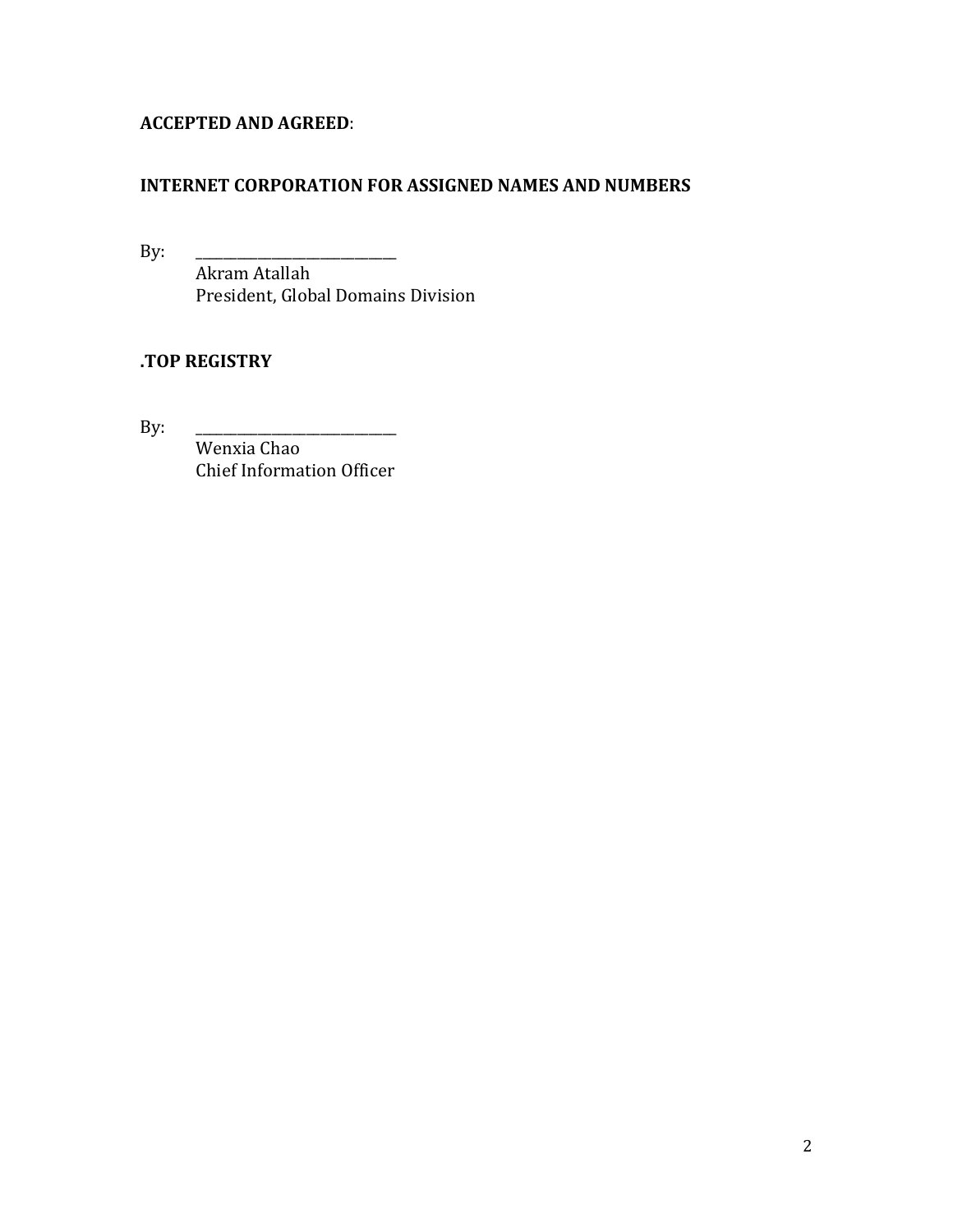**ACCEPTED AND AGREED**:

**INTERNET CORPORATION FOR ASSIGNED NAMES AND NUMBERS**

By: ____________________________
Akram Atallah
President, Global Domains Division

**.TOP REGISTRY**

By: ____________________________
Wenxia Chao
Chief Information Officer